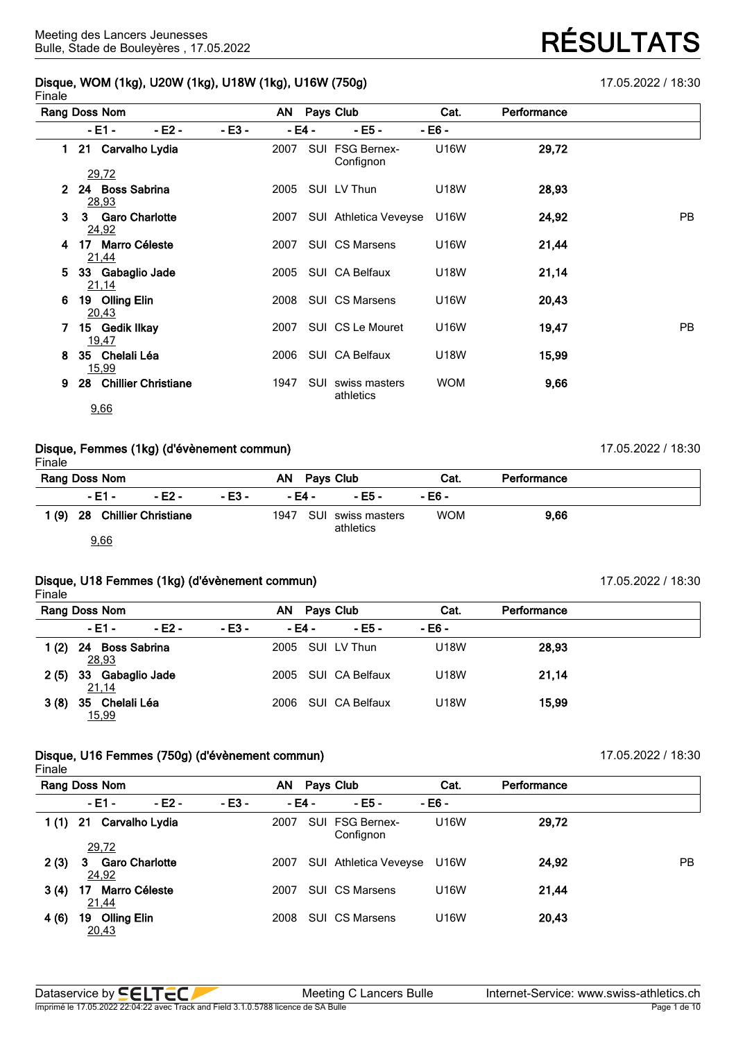Meeting des Lancers Jeunesses
Bulle, Stade de Bouleyères , 17.05.2022

# RÉSULTATS

## Disque, WOM (1kg), U20W (1kg), U18W (1kg), U16W (750g)

17.05.2022 / 18:30

Finale

| Rang | Doss | Nom | AN | Pays | Club | Cat. | Performance | |
|---|---|---|---|---|---|---|---|---|
| | - E1 - | - E2 - | - E3 - | - E4 - | - E5 - | - E6 - | | |
| 1 | 21 | Carvalho Lydia | 2007 | SUI | FSG Bernex-Confignon | U16W | 29,72 | |
| | 29,72 | | | | | | | |
| 2 | 24 | Boss Sabrina | 2005 | SUI | LV Thun | U18W | 28,93 | |
| | 28,93 | | | | | | | |
| 3 | 3 | Garo Charlotte | 2007 | SUI | Athletica Veveyse | U16W | 24,92 | PB |
| | 24,92 | | | | | | | |
| 4 | 17 | Marro Céleste | 2007 | SUI | CS Marsens | U16W | 21,44 | |
| | 21,44 | | | | | | | |
| 5 | 33 | Gabaglio Jade | 2005 | SUI | CA Belfaux | U18W | 21,14 | |
| | 21,14 | | | | | | | |
| 6 | 19 | Olling Elin | 2008 | SUI | CS Marsens | U16W | 20,43 | |
| | 20,43 | | | | | | | |
| 7 | 15 | Gedik Ilkay | 2007 | SUI | CS Le Mouret | U16W | 19,47 | PB |
| | 19,47 | | | | | | | |
| 8 | 35 | Chelali Léa | 2006 | SUI | CA Belfaux | U18W | 15,99 | |
| | 15,99 | | | | | | | |
| 9 | 28 | Chillier Christiane | 1947 | SUI | swiss masters athletics | WOM | 9,66 | |
| | 9,66 | | | | | | | |

## Disque, Femmes (1kg) (d'évènement commun)

17.05.2022 / 18:30

Finale

| Rang | Doss | Nom | AN | Pays | Club | Cat. | Performance |
|---|---|---|---|---|---|---|---|
| | - E1 - | - E2 - | - E3 - | - E4 - | - E5 - | - E6 - | |
| 1 (9) | 28 | Chillier Christiane | 1947 | SUI | swiss masters athletics | WOM | 9,66 |
| | 9,66 | | | | | | |

## Disque, U18 Femmes (1kg) (d'évènement commun)

17.05.2022 / 18:30

Finale

| Rang | Doss | Nom | AN | Pays | Club | Cat. | Performance |
|---|---|---|---|---|---|---|---|
| | - E1 - | - E2 - | - E3 - | - E4 - | - E5 - | - E6 - | |
| 1 (2) | 24 | Boss Sabrina | 2005 | SUI | LV Thun | U18W | 28,93 |
| | 28,93 | | | | | | |
| 2 (5) | 33 | Gabaglio Jade | 2005 | SUI | CA Belfaux | U18W | 21,14 |
| | 21,14 | | | | | | |
| 3 (8) | 35 | Chelali Léa | 2006 | SUI | CA Belfaux | U18W | 15,99 |
| | 15,99 | | | | | | |

## Disque, U16 Femmes (750g) (d'évènement commun)

17.05.2022 / 18:30

Finale

| Rang | Doss | Nom | AN | Pays | Club | Cat. | Performance | |
|---|---|---|---|---|---|---|---|---|
| | - E1 - | - E2 - | - E3 - | - E4 - | - E5 - | - E6 - | | |
| 1 (1) | 21 | Carvalho Lydia | 2007 | SUI | FSG Bernex-Confignon | U16W | 29,72 | |
| | 29,72 | | | | | | | |
| 2 (3) | 3 | Garo Charlotte | 2007 | SUI | Athletica Veveyse | U16W | 24,92 | PB |
| | 24,92 | | | | | | | |
| 3 (4) | 17 | Marro Céleste | 2007 | SUI | CS Marsens | U16W | 21,44 | |
| | 21,44 | | | | | | | |
| 4 (6) | 19 | Olling Elin | 2008 | SUI | CS Marsens | U16W | 20,43 | |
| | 20,43 | | | | | | | |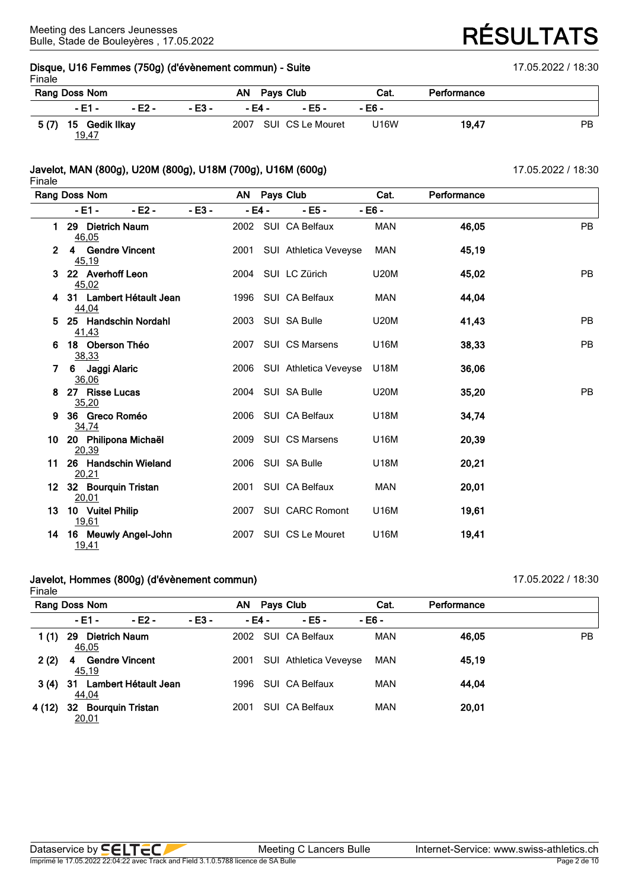## Disque, U16 Femmes (750g) (d'évènement commun) - Suite

17.05.2022 / 18:30

Finale

| Rang | Doss | Nom | AN | Pays | Club | Cat. | Performance | |
|---|---|---|---|---|---|---|---|---|
| | - E1 - | - E2 - | - E3 - | - E4 - | - E5 - | - E6 - | | |
| 5 (7) | 15 | Gedik Ilkay | 2007 | SUI | CS Le Mouret | U16W | 19,47 | PB |
| | 19,47 | | | | | | | |

## Javelot, MAN (800g), U20M (800g), U18M (700g), U16M (600g)

17.05.2022 / 18:30

Finale

| Rang | Doss | Nom | AN | Pays | Club | Cat. | Performance | |
|---|---|---|---|---|---|---|---|---|
| | - E1 - | - E2 - | - E3 - | - E4 - | - E5 - | - E6 - | | |
| 1 | 29 | Dietrich Naum | 2002 | SUI | CA Belfaux | MAN | 46,05 | PB |
| | 46,05 | | | | | | | |
| 2 | 4 | Gendre Vincent | 2001 | SUI | Athletica Veveyse | MAN | 45,19 | |
| | 45,19 | | | | | | | |
| 3 | 22 | Averhoff Leon | 2004 | SUI | LC Zürich | U20M | 45,02 | PB |
| | 45,02 | | | | | | | |
| 4 | 31 | Lambert Hétault Jean | 1996 | SUI | CA Belfaux | MAN | 44,04 | |
| | 44,04 | | | | | | | |
| 5 | 25 | Handschin Nordahl | 2003 | SUI | SA Bulle | U20M | 41,43 | PB |
| | 41,43 | | | | | | | |
| 6 | 18 | Oberson Théo | 2007 | SUI | CS Marsens | U16M | 38,33 | PB |
| | 38,33 | | | | | | | |
| 7 | 6 | Jaggi Alaric | 2006 | SUI | Athletica Veveyse | U18M | 36,06 | |
| | 36,06 | | | | | | | |
| 8 | 27 | Risse Lucas | 2004 | SUI | SA Bulle | U20M | 35,20 | PB |
| | 35,20 | | | | | | | |
| 9 | 36 | Greco Roméo | 2006 | SUI | CA Belfaux | U18M | 34,74 | |
| | 34,74 | | | | | | | |
| 10 | 20 | Philipona Michaël | 2009 | SUI | CS Marsens | U16M | 20,39 | |
| | 20,39 | | | | | | | |
| 11 | 26 | Handschin Wieland | 2006 | SUI | SA Bulle | U18M | 20,21 | |
| | 20,21 | | | | | | | |
| 12 | 32 | Bourquin Tristan | 2001 | SUI | CA Belfaux | MAN | 20,01 | |
| | 20,01 | | | | | | | |
| 13 | 10 | Vuitel Philip | 2007 | SUI | CARC Romont | U16M | 19,61 | |
| | 19,61 | | | | | | | |
| 14 | 16 | Meuwly Angel-John | 2007 | SUI | CS Le Mouret | U16M | 19,41 | |
| | 19,41 | | | | | | | |

## Javelot, Hommes (800g) (d'évènement commun)

17.05.2022 / 18:30

Finale

| Rang | Doss | Nom | AN | Pays | Club | Cat. | Performance | |
|---|---|---|---|---|---|---|---|---|
| | - E1 - | - E2 - | - E3 - | - E4 - | - E5 - | - E6 - | | |
| 1 (1) | 29 | Dietrich Naum | 2002 | SUI | CA Belfaux | MAN | 46,05 | PB |
| | 46,05 | | | | | | | |
| 2 (2) | 4 | Gendre Vincent | 2001 | SUI | Athletica Veveyse | MAN | 45,19 | |
| | 45,19 | | | | | | | |
| 3 (4) | 31 | Lambert Hétault Jean | 1996 | SUI | CA Belfaux | MAN | 44,04 | |
| | 44,04 | | | | | | | |
| 4 (12) | 32 | Bourquin Tristan | 2001 | SUI | CA Belfaux | MAN | 20,01 | |
| | 20,01 | | | | | | | |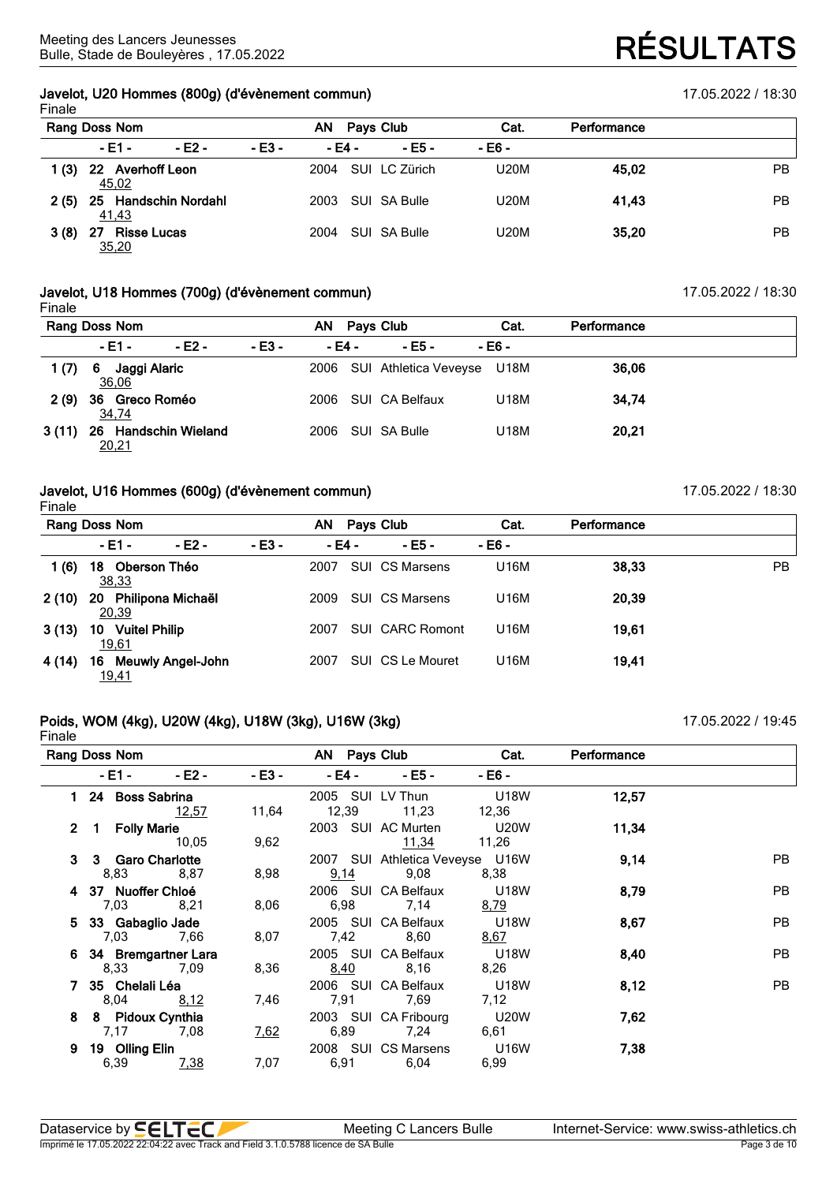Meeting des Lancers Jeunesses
Bulle, Stade de Bouleyères , 17.05.2022

# RÉSULTATS

## Javelot, U20 Hommes (800g) (d'évènement commun)

17.05.2022 / 18:30

Finale

| Rang | Doss | Nom | AN | Pays | Club | Cat. | Performance | |
|---|---|---|---|---|---|---|---|---|
| | - E1 - | - E2 - | - E3 - | - E4 - | - E5 - | - E6 - | | |
| 1 (3) | 22 | Averhoff Leon<br>45,02 | 2004 | SUI | LC Zürich | U20M | 45,02 | PB |
| 2 (5) | 25 | Handschin Nordahl<br>41,43 | 2003 | SUI | SA Bulle | U20M | 41,43 | PB |
| 3 (8) | 27 | Risse Lucas<br>35,20 | 2004 | SUI | SA Bulle | U20M | 35,20 | PB |

## Javelot, U18 Hommes (700g) (d'évènement commun)

17.05.2022 / 18:30

Finale

| Rang | Doss | Nom | AN | Pays | Club | Cat. | Performance |
|---|---|---|---|---|---|---|---|
| | - E1 - | - E2 - | - E3 - | - E4 - | - E5 - | - E6 - | |
| 1 (7) | 6 | Jaggi Alaric<br>36,06 | 2006 | SUI | Athletica Veveyse | U18M | 36,06 |
| 2 (9) | 36 | Greco Roméo<br>34,74 | 2006 | SUI | CA Belfaux | U18M | 34,74 |
| 3 (11) | 26 | Handschin Wieland<br>20,21 | 2006 | SUI | SA Bulle | U18M | 20,21 |

## Javelot, U16 Hommes (600g) (d'évènement commun)

17.05.2022 / 18:30

Finale

| Rang | Doss | Nom | AN | Pays | Club | Cat. | Performance | |
|---|---|---|---|---|---|---|---|---|
| | - E1 - | - E2 - | - E3 - | - E4 - | - E5 - | - E6 - | | |
| 1 (6) | 18 | Oberson Théo<br>38,33 | 2007 | SUI | CS Marsens | U16M | 38,33 | PB |
| 2 (10) | 20 | Philipona Michaël<br>20,39 | 2009 | SUI | CS Marsens | U16M | 20,39 | |
| 3 (13) | 10 | Vuitel Philip<br>19,61 | 2007 | SUI | CARC Romont | U16M | 19,61 | |
| 4 (14) | 16 | Meuwly Angel-John<br>19,41 | 2007 | SUI | CS Le Mouret | U16M | 19,41 | |

## Poids, WOM (4kg), U20W (4kg), U18W (3kg), U16W (3kg)

17.05.2022 / 19:45

Finale

| Rang | Doss | Nom | AN | Pays | Club | Cat. | Performance | |
|---|---|---|---|---|---|---|---|---|
| | - E1 - | - E2 - | - E3 - | - E4 - | - E5 - | - E6 - | | |
| 1 | 24 | Boss Sabrina | 2005 | SUI | LV Thun | U18W | 12,57 | |
| | | 12,57 | 11,64 | 12,39 | 11,23 | 12,36 | | |
| 2 | 1 | Folly Marie | 2003 | SUI | AC Murten | U20W | 11,34 | |
| | | 10,05 | 9,62 | | 11,34 | 11,26 | | |
| 3 | 3 | Garo Charlotte | 2007 | SUI | Athletica Veveyse | U16W | 9,14 | PB |
| | 8,83 | 8,87 | 8,98 | 9,14 | 9,08 | 8,38 | | |
| 4 | 37 | Nuoffer Chloé | 2006 | SUI | CA Belfaux | U18W | 8,79 | PB |
| | 7,03 | 8,21 | 8,06 | 6,98 | 7,14 | 8,79 | | |
| 5 | 33 | Gabaglio Jade | 2005 | SUI | CA Belfaux | U18W | 8,67 | PB |
| | 7,03 | 7,66 | 8,07 | 7,42 | 8,60 | 8,67 | | |
| 6 | 34 | Bremgartner Lara | 2005 | SUI | CA Belfaux | U18W | 8,40 | PB |
| | 8,33 | 7,09 | 8,36 | 8,40 | 8,16 | 8,26 | | |
| 7 | 35 | Chelali Léa | 2006 | SUI | CA Belfaux | U18W | 8,12 | PB |
| | 8,04 | 8,12 | 7,46 | 7,91 | 7,69 | 7,12 | | |
| 8 | 8 | Pidoux Cynthia | 2003 | SUI | CA Fribourg | U20W | 7,62 | |
| | 7,17 | 7,08 | 7,62 | 6,89 | 7,24 | 6,61 | | |
| 9 | 19 | Olling Elin | 2008 | SUI | CS Marsens | U16W | 7,38 | |
| | 6,39 | 7,38 | 7,07 | 6,91 | 6,04 | 6,99 | | |

Dataservice by SELTEC | Meeting C Lancers Bulle | Internet-Service: www.swiss-athletics.ch

Imprimé le 17.05.2022 22:04:22 avec Track and Field 3.1.0.5788 licence de SA Bulle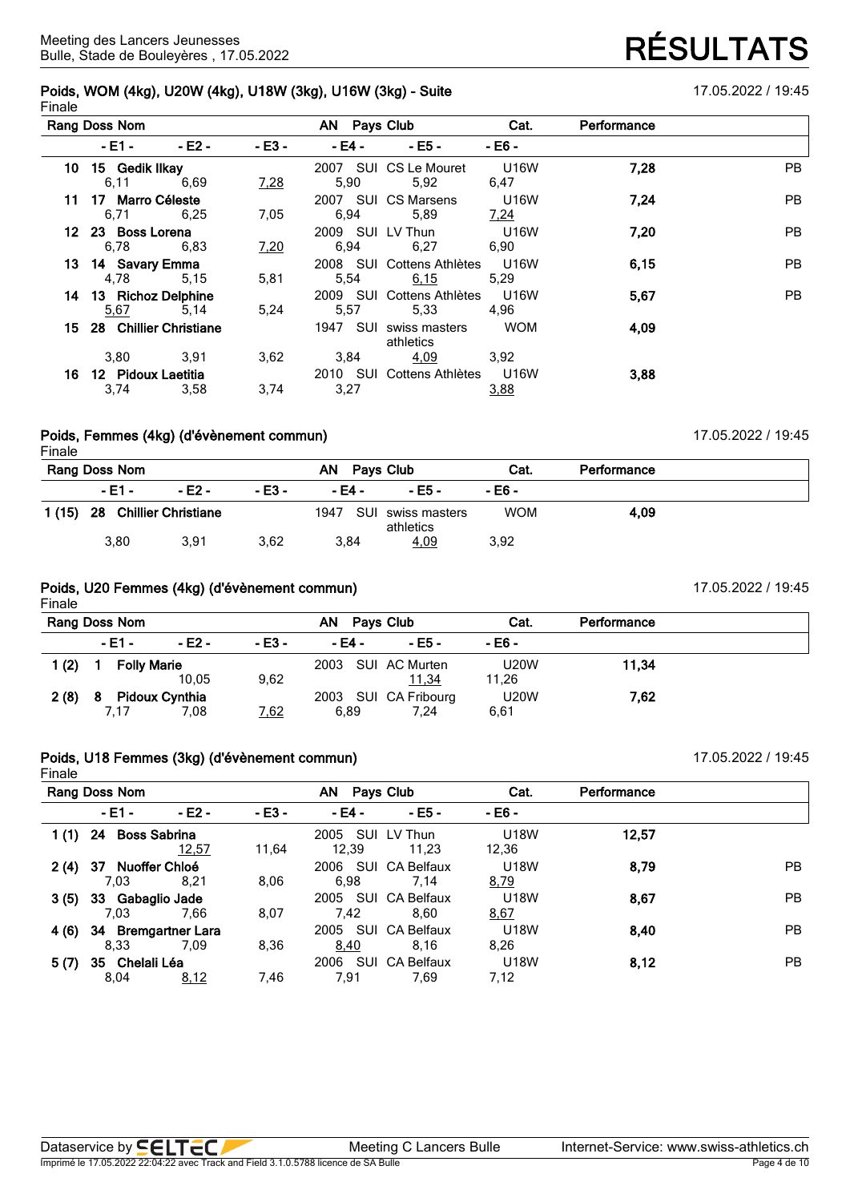Meeting des Lancers Jeunesses
Bulle, Stade de Bouleyères , 17.05.2022

# RÉSULTATS

## Poids, WOM (4kg), U20W (4kg), U18W (3kg), U16W (3kg) - Suite

17.05.2022 / 19:45

Finale

| Rang | Doss | Nom | AN | Pays | Club | Cat. | Performance | |
|---|---|---|---|---|---|---|---|---|
| | - E1 - | - E2 - | - E3 - | - E4 - | - E5 - | - E6 - | | |
| 10 | 15 | Gedik Ilkay | 2007 | SUI | CS Le Mouret | U16W | 7,28 | PB |
| | 6,11 | 6,69 | 7,28 | 5,90 | 5,92 | 6,47 | | |
| 11 | 17 | Marro Céleste | 2007 | SUI | CS Marsens | U16W | 7,24 | PB |
| | 6,71 | 6,25 | 7,05 | 6,94 | 5,89 | 7,24 | | |
| 12 | 23 | Boss Lorena | 2009 | SUI | LV Thun | U16W | 7,20 | PB |
| | 6,78 | 6,83 | 7,20 | 6,94 | 6,27 | 6,90 | | |
| 13 | 14 | Savary Emma | 2008 | SUI | Cottens Athlètes | U16W | 6,15 | PB |
| | 4,78 | 5,15 | 5,81 | 5,54 | 6,15 | 5,29 | | |
| 14 | 13 | Richoz Delphine | 2009 | SUI | Cottens Athlètes | U16W | 5,67 | PB |
| | 5,67 | 5,14 | 5,24 | 5,57 | 5,33 | 4,96 | | |
| 15 | 28 | Chillier Christiane | 1947 | SUI | swiss masters athletics | WOM | 4,09 | |
| | 3,80 | 3,91 | 3,62 | 3,84 | 4,09 | 3,92 | | |
| 16 | 12 | Pidoux Laetitia | 2010 | SUI | Cottens Athlètes | U16W | 3,88 | |
| | 3,74 | 3,58 | 3,74 | 3,27 | | 3,88 | | |

## Poids, Femmes (4kg) (d'évènement commun)

17.05.2022 / 19:45

Finale

| Rang | Doss | Nom | AN | Pays | Club | Cat. | Performance | |
|---|---|---|---|---|---|---|---|---|
| | - E1 - | - E2 - | - E3 - | - E4 - | - E5 - | - E6 - | | |
| 1 (15) | 28 | Chillier Christiane | 1947 | SUI | swiss masters athletics | WOM | 4,09 | |
| | 3,80 | 3,91 | 3,62 | 3,84 | 4,09 | 3,92 | | |

## Poids, U20 Femmes (4kg) (d'évènement commun)

17.05.2022 / 19:45

Finale

| Rang | Doss | Nom | AN | Pays | Club | Cat. | Performance | |
|---|---|---|---|---|---|---|---|---|
| | - E1 - | - E2 - | - E3 - | - E4 - | - E5 - | - E6 - | | |
| 1 (2) | 1 | Folly Marie | 2003 | SUI | AC Murten | U20W | 11,34 | |
| | | 10,05 | 9,62 | | 11,34 | 11,26 | | |
| 2 (8) | 8 | Pidoux Cynthia | 2003 | SUI | CA Fribourg | U20W | 7,62 | |
| | 7,17 | 7,08 | 7,62 | 6,89 | 7,24 | 6,61 | | |

## Poids, U18 Femmes (3kg) (d'évènement commun)

17.05.2022 / 19:45

Finale

| Rang | Doss | Nom | AN | Pays | Club | Cat. | Performance | |
|---|---|---|---|---|---|---|---|---|
| | - E1 - | - E2 - | - E3 - | - E4 - | - E5 - | - E6 - | | |
| 1 (1) | 24 | Boss Sabrina | 2005 | SUI | LV Thun | U18W | 12,57 | |
| | | 12,57 | 11,64 | 12,39 | 11,23 | 12,36 | | |
| 2 (4) | 37 | Nuoffer Chloé | 2006 | SUI | CA Belfaux | U18W | 8,79 | PB |
| | 7,03 | 8,21 | 8,06 | 6,98 | 7,14 | 8,79 | | |
| 3 (5) | 33 | Gabaglio Jade | 2005 | SUI | CA Belfaux | U18W | 8,67 | PB |
| | 7,03 | 7,66 | 8,07 | 7,42 | 8,60 | 8,67 | | |
| 4 (6) | 34 | Bremgartner Lara | 2005 | SUI | CA Belfaux | U18W | 8,40 | PB |
| | 8,33 | 7,09 | 8,36 | 8,40 | 8,16 | 8,26 | | |
| 5 (7) | 35 | Chelali Léa | 2006 | SUI | CA Belfaux | U18W | 8,12 | PB |
| | 8,04 | 8,12 | 7,46 | 7,91 | 7,69 | 7,12 | | |

Dataservice by SELTEC — Meeting C Lancers Bulle — Internet-Service: www.swiss-athletics.ch

Imprimé le 17.05.2022 22:04:22 avec Track and Field 3.1.0.5788 licence de SA Bulle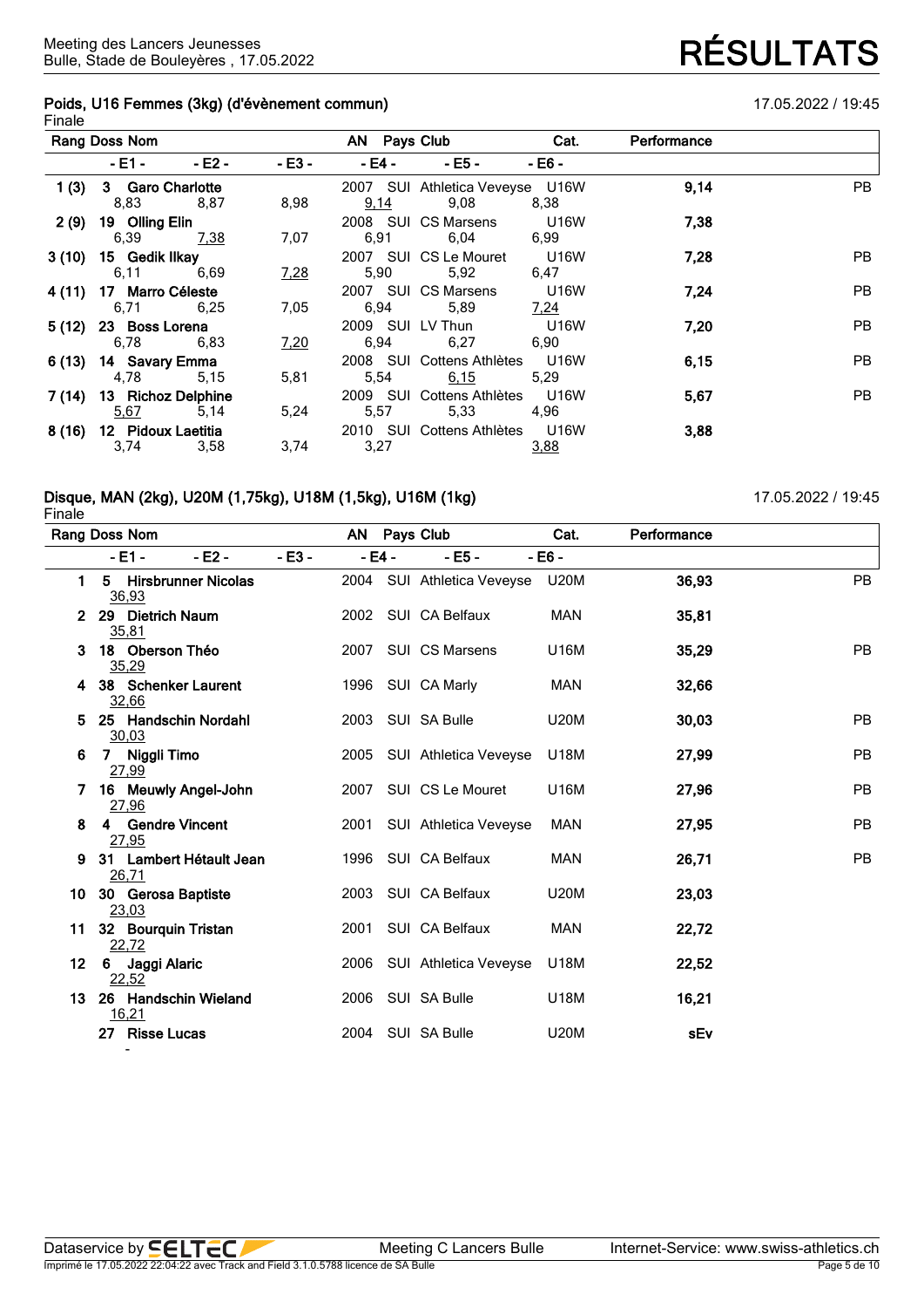Meeting des Lancers Jeunesses
Bulle, Stade de Bouleyères , 17.05.2022

# RÉSULTATS

## Poids, U16 Femmes (3kg) (d'évènement commun)

17.05.2022 / 19:45

Finale

| Rang | Doss | Nom | AN | Pays | Club | Cat. | Performance | |
|---|---|---|---|---|---|---|---|---|
| | | - E1 - / - E2 - / - E3 - / - E4 - / - E5 - / - E6 - | | | | | | |
| 1 (3) | 3 | Garo Charlotte | 2007 | SUI | Athletica Veveyse | U16W | 9,14 | PB |
| | | 8,83 / 8,87 / 8,98 / 9,14 / 9,08 / 8,38 | | | | | | |
| 2 (9) | 19 | Olling Elin | 2008 | SUI | CS Marsens | U16W | 7,38 | |
| | | 6,39 / 7,38 / 7,07 / 6,91 / 6,04 / 6,99 | | | | | | |
| 3 (10) | 15 | Gedik Ilkay | 2007 | SUI | CS Le Mouret | U16W | 7,28 | PB |
| | | 6,11 / 6,69 / 7,28 / 5,90 / 5,92 / 6,47 | | | | | | |
| 4 (11) | 17 | Marro Céleste | 2007 | SUI | CS Marsens | U16W | 7,24 | PB |
| | | 6,71 / 6,25 / 7,05 / 6,94 / 5,89 / 7,24 | | | | | | |
| 5 (12) | 23 | Boss Lorena | 2009 | SUI | LV Thun | U16W | 7,20 | PB |
| | | 6,78 / 6,83 / 7,20 / 6,94 / 6,27 / 6,90 | | | | | | |
| 6 (13) | 14 | Savary Emma | 2008 | SUI | Cottens Athlètes | U16W | 6,15 | PB |
| | | 4,78 / 5,15 / 5,81 / 5,54 / 6,15 / 5,29 | | | | | | |
| 7 (14) | 13 | Richoz Delphine | 2009 | SUI | Cottens Athlètes | U16W | 5,67 | PB |
| | | 5,67 / 5,14 / 5,24 / 5,57 / 5,33 / 4,96 | | | | | | |
| 8 (16) | 12 | Pidoux Laetitia | 2010 | SUI | Cottens Athlètes | U16W | 3,88 | |
| | | 3,74 / 3,58 / 3,74 / 3,27 / - / 3,88 | | | | | | |

## Disque, MAN (2kg), U20M (1,75kg), U18M (1,5kg), U16M (1kg)

17.05.2022 / 19:45

Finale

| Rang | Doss | Nom | AN | Pays | Club | Cat. | Performance | |
|---|---|---|---|---|---|---|---|---|
| | | - E1 - / - E2 - / - E3 - / - E4 - / - E5 - / - E6 - | | | | | | |
| 1 | 5 | Hirsbrunner Nicolas | 2004 | SUI | Athletica Veveyse | U20M | 36,93 | PB |
| | | 36,93 | | | | | | |
| 2 | 29 | Dietrich Naum | 2002 | SUI | CA Belfaux | MAN | 35,81 | |
| | | 35,81 | | | | | | |
| 3 | 18 | Oberson Théo | 2007 | SUI | CS Marsens | U16M | 35,29 | PB |
| | | 35,29 | | | | | | |
| 4 | 38 | Schenker Laurent | 1996 | SUI | CA Marly | MAN | 32,66 | |
| | | 32,66 | | | | | | |
| 5 | 25 | Handschin Nordahl | 2003 | SUI | SA Bulle | U20M | 30,03 | PB |
| | | 30,03 | | | | | | |
| 6 | 7 | Niggli Timo | 2005 | SUI | Athletica Veveyse | U18M | 27,99 | PB |
| | | 27,99 | | | | | | |
| 7 | 16 | Meuwly Angel-John | 2007 | SUI | CS Le Mouret | U16M | 27,96 | PB |
| | | 27,96 | | | | | | |
| 8 | 4 | Gendre Vincent | 2001 | SUI | Athletica Veveyse | MAN | 27,95 | PB |
| | | 27,95 | | | | | | |
| 9 | 31 | Lambert Hétault Jean | 1996 | SUI | CA Belfaux | MAN | 26,71 | PB |
| | | 26,71 | | | | | | |
| 10 | 30 | Gerosa Baptiste | 2003 | SUI | CA Belfaux | U20M | 23,03 | |
| | | 23,03 | | | | | | |
| 11 | 32 | Bourquin Tristan | 2001 | SUI | CA Belfaux | MAN | 22,72 | |
| | | 22,72 | | | | | | |
| 12 | 6 | Jaggi Alaric | 2006 | SUI | Athletica Veveyse | U18M | 22,52 | |
| | | 22,52 | | | | | | |
| 13 | 26 | Handschin Wieland | 2006 | SUI | SA Bulle | U18M | 16,21 | |
| | | 16,21 | | | | | | |
| | 27 | Risse Lucas | 2004 | SUI | SA Bulle | U20M | sEv | |
| | | - | | | | | | |

Dataservice by SELTEC — Meeting C Lancers Bulle — Internet-Service: www.swiss-athletics.ch

Imprimé le 17.05.2022 22:04:22 avec Track and Field 3.1.0.5788 licence de SA Bulle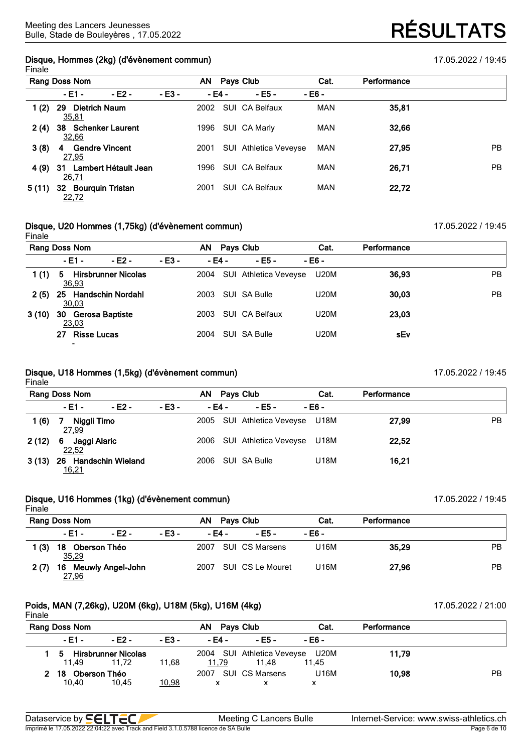Meeting des Lancers Jeunesses
Bulle, Stade de Bouleyères , 17.05.2022

# RÉSULTATS

## Disque, Hommes (2kg) (d'évènement commun)

17.05.2022 / 19:45

Finale

| Rang | Doss | Nom | AN | Pays | Club | Cat. | Performance | |
|---|---|---|---|---|---|---|---|---|
| | - E1 - | - E2 - / - E3 - | - E4 - | | - E5 - | - E6 - | | |
| 1 (2) | 29 | Dietrich Naum | 2002 | SUI | CA Belfaux | MAN | 35,81 | |
| | 35,81 | | | | | | | |
| 2 (4) | 38 | Schenker Laurent | 1996 | SUI | CA Marly | MAN | 32,66 | |
| | 32,66 | | | | | | | |
| 3 (8) | 4 | Gendre Vincent | 2001 | SUI | Athletica Veveyse | MAN | 27,95 | PB |
| | 27,95 | | | | | | | |
| 4 (9) | 31 | Lambert Hétault Jean | 1996 | SUI | CA Belfaux | MAN | 26,71 | PB |
| | 26,71 | | | | | | | |
| 5 (11) | 32 | Bourquin Tristan | 2001 | SUI | CA Belfaux | MAN | 22,72 | |
| | 22,72 | | | | | | | |

## Disque, U20 Hommes (1,75kg) (d'évènement commun)

17.05.2022 / 19:45

Finale

| Rang | Doss | Nom | AN | Pays | Club | Cat. | Performance | |
|---|---|---|---|---|---|---|---|---|
| | - E1 - | - E2 - / - E3 - | - E4 - | | - E5 - | - E6 - | | |
| 1 (1) | 5 | Hirsbrunner Nicolas | 2004 | SUI | Athletica Veveyse | U20M | 36,93 | PB |
| | 36,93 | | | | | | | |
| 2 (5) | 25 | Handschin Nordahl | 2003 | SUI | SA Bulle | U20M | 30,03 | PB |
| | 30,03 | | | | | | | |
| 3 (10) | 30 | Gerosa Baptiste | 2003 | SUI | CA Belfaux | U20M | 23,03 | |
| | 23,03 | | | | | | | |
| | 27 | Risse Lucas | 2004 | SUI | SA Bulle | U20M | sEv | |
| | - | | | | | | | |

## Disque, U18 Hommes (1,5kg) (d'évènement commun)

17.05.2022 / 19:45

Finale

| Rang | Doss | Nom | AN | Pays | Club | Cat. | Performance | |
|---|---|---|---|---|---|---|---|---|
| | - E1 - | - E2 - / - E3 - | - E4 - | | - E5 - | - E6 - | | |
| 1 (6) | 7 | Niggli Timo | 2005 | SUI | Athletica Veveyse | U18M | 27,99 | PB |
| | 27,99 | | | | | | | |
| 2 (12) | 6 | Jaggi Alaric | 2006 | SUI | Athletica Veveyse | U18M | 22,52 | |
| | 22,52 | | | | | | | |
| 3 (13) | 26 | Handschin Wieland | 2006 | SUI | SA Bulle | U18M | 16,21 | |
| | 16,21 | | | | | | | |

## Disque, U16 Hommes (1kg) (d'évènement commun)

17.05.2022 / 19:45

Finale

| Rang | Doss | Nom | AN | Pays | Club | Cat. | Performance | |
|---|---|---|---|---|---|---|---|---|
| | - E1 - | - E2 - / - E3 - | - E4 - | | - E5 - | - E6 - | | |
| 1 (3) | 18 | Oberson Théo | 2007 | SUI | CS Marsens | U16M | 35,29 | PB |
| | 35,29 | | | | | | | |
| 2 (7) | 16 | Meuwly Angel-John | 2007 | SUI | CS Le Mouret | U16M | 27,96 | PB |
| | 27,96 | | | | | | | |

## Poids, MAN (7,26kg), U20M (6kg), U18M (5kg), U16M (4kg)

17.05.2022 / 21:00

Finale

| Rang | Doss | Nom | | AN | Pays | Club | Cat. | Performance | |
|---|---|---|---|---|---|---|---|---|---|
| | - E1 - | - E2 - | - E3 - | - E4 - | | - E5 - | - E6 - | | |
| 1 | 5 | Hirsbrunner Nicolas | | 2004 | SUI | Athletica Veveyse | U20M | 11,79 | |
| | 11,49 | 11,72 | 11,68 | 11,79 | | 11,48 | 11,45 | | |
| 2 | 18 | Oberson Théo | | 2007 | SUI | CS Marsens | U16M | 10,98 | PB |
| | 10,40 | 10,45 | 10,98 | x | | x | x | | |

Dataservice by SELTEC — Meeting C Lancers Bulle — Internet-Service: www.swiss-athletics.ch

Imprimé le 17.05.2022 22:04:22 avec Track and Field 3.1.0.5788 licence de SA Bulle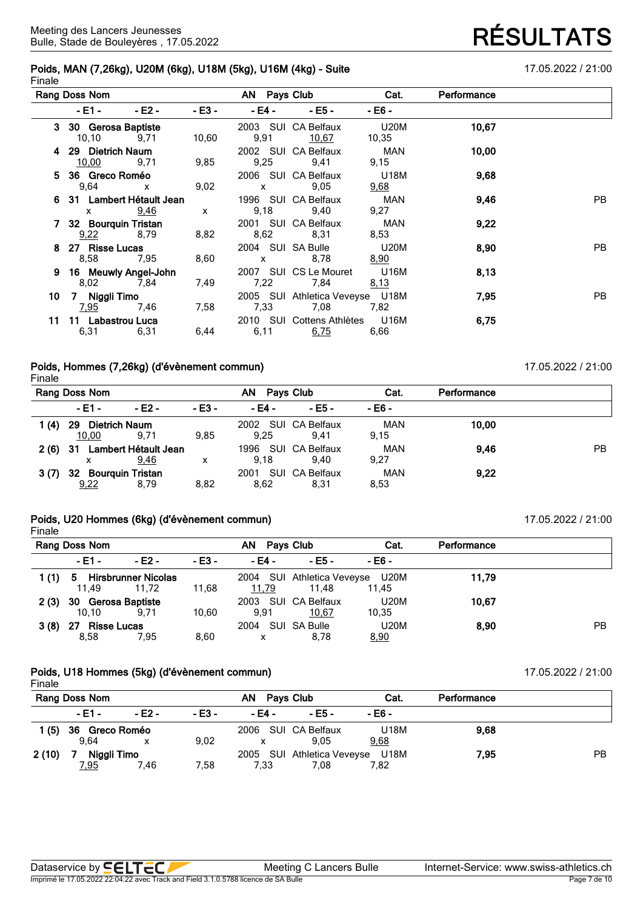Meeting des Lancers Jeunesses
Bulle, Stade de Bouleyères , 17.05.2022

# RÉSULTATS

## Poids, MAN (7,26kg), U20M (6kg), U18M (5kg), U16M (4kg) - Suite

17.05.2022 / 21:00

Finale

| Rang | Doss | Nom | AN | Pays | Club | Cat. | Performance | |
|---|---|---|---|---|---|---|---|---|
| | - E1 - | - E2 - | - E3 - | - E4 - | - E5 - | - E6 - | | |
| 3 | 30 | Gerosa Baptiste | 2003 | SUI | CA Belfaux | U20M | 10,67 | |
| | 10,10 | 9,71 | 10,60 | 9,91 | 10,67 | 10,35 | | |
| 4 | 29 | Dietrich Naum | 2002 | SUI | CA Belfaux | MAN | 10,00 | |
| | 10,00 | 9,71 | 9,85 | 9,25 | 9,41 | 9,15 | | |
| 5 | 36 | Greco Roméo | 2006 | SUI | CA Belfaux | U18M | 9,68 | |
| | 9,64 | x | 9,02 | x | 9,05 | 9,68 | | |
| 6 | 31 | Lambert Hétault Jean | 1996 | SUI | CA Belfaux | MAN | 9,46 | PB |
| | x | 9,46 | x | 9,18 | 9,40 | 9,27 | | |
| 7 | 32 | Bourquin Tristan | 2001 | SUI | CA Belfaux | MAN | 9,22 | |
| | 9,22 | 8,79 | 8,82 | 8,62 | 8,31 | 8,53 | | |
| 8 | 27 | Risse Lucas | 2004 | SUI | SA Bulle | U20M | 8,90 | PB |
| | 8,58 | 7,95 | 8,60 | x | 8,78 | 8,90 | | |
| 9 | 16 | Meuwly Angel-John | 2007 | SUI | CS Le Mouret | U16M | 8,13 | |
| | 8,02 | 7,84 | 7,49 | 7,22 | 7,84 | 8,13 | | |
| 10 | 7 | Niggli Timo | 2005 | SUI | Athletica Veveyse | U18M | 7,95 | PB |
| | 7,95 | 7,46 | 7,58 | 7,33 | 7,08 | 7,82 | | |
| 11 | 11 | Labastrou Luca | 2010 | SUI | Cottens Athlètes | U16M | 6,75 | |
| | 6,31 | 6,31 | 6,44 | 6,11 | 6,75 | 6,66 | | |

## Poids, Hommes (7,26kg) (d'évènement commun)

17.05.2022 / 21:00

Finale

| Rang | Doss | Nom | AN | Pays | Club | Cat. | Performance | |
|---|---|---|---|---|---|---|---|---|
| | - E1 - | - E2 - | - E3 - | - E4 - | - E5 - | - E6 - | | |
| 1 (4) | 29 | Dietrich Naum | 2002 | SUI | CA Belfaux | MAN | 10,00 | |
| | 10,00 | 9,71 | 9,85 | 9,25 | 9,41 | 9,15 | | |
| 2 (6) | 31 | Lambert Hétault Jean | 1996 | SUI | CA Belfaux | MAN | 9,46 | PB |
| | x | 9,46 | x | 9,18 | 9,40 | 9,27 | | |
| 3 (7) | 32 | Bourquin Tristan | 2001 | SUI | CA Belfaux | MAN | 9,22 | |
| | 9,22 | 8,79 | 8,82 | 8,62 | 8,31 | 8,53 | | |

## Poids, U20 Hommes (6kg) (d'évènement commun)

17.05.2022 / 21:00

Finale

| Rang | Doss | Nom | AN | Pays | Club | Cat. | Performance | |
|---|---|---|---|---|---|---|---|---|
| | - E1 - | - E2 - | - E3 - | - E4 - | - E5 - | - E6 - | | |
| 1 (1) | 5 | Hirsbrunner Nicolas | 2004 | SUI | Athletica Veveyse | U20M | 11,79 | |
| | 11,49 | 11,72 | 11,68 | 11,79 | 11,48 | 11,45 | | |
| 2 (3) | 30 | Gerosa Baptiste | 2003 | SUI | CA Belfaux | U20M | 10,67 | |
| | 10,10 | 9,71 | 10,60 | 9,91 | 10,67 | 10,35 | | |
| 3 (8) | 27 | Risse Lucas | 2004 | SUI | SA Bulle | U20M | 8,90 | PB |
| | 8,58 | 7,95 | 8,60 | x | 8,78 | 8,90 | | |

## Poids, U18 Hommes (5kg) (d'évènement commun)

17.05.2022 / 21:00

Finale

| Rang | Doss | Nom | AN | Pays | Club | Cat. | Performance | |
|---|---|---|---|---|---|---|---|---|
| | - E1 - | - E2 - | - E3 - | - E4 - | - E5 - | - E6 - | | |
| 1 (5) | 36 | Greco Roméo | 2006 | SUI | CA Belfaux | U18M | 9,68 | |
| | 9,64 | x | 9,02 | x | 9,05 | 9,68 | | |
| 2 (10) | 7 | Niggli Timo | 2005 | SUI | Athletica Veveyse | U18M | 7,95 | PB |
| | 7,95 | 7,46 | 7,58 | 7,33 | 7,08 | 7,82 | | |

Dataservice by SELTEC — Meeting C Lancers Bulle — Internet-Service: www.swiss-athletics.ch

Imprimé le 17.05.2022 22:04:22 avec Track and Field 3.1.0.5788 licence de SA Bulle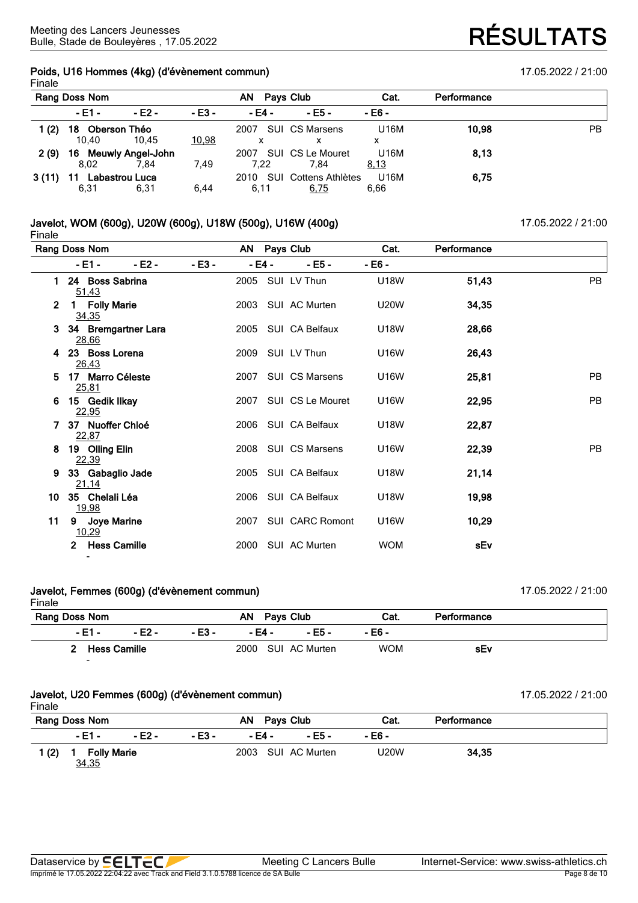Meeting des Lancers Jeunesses
Bulle, Stade de Bouleyères , 17.05.2022

# RÉSULTATS

## Poids, U16 Hommes (4kg) (d'évènement commun)

17.05.2022 / 21:00

Finale

| Rang | Doss | Nom | | AN | Pays | Club | Cat. | Performance | |
|---|---|---|---|---|---|---|---|---|---|
| - E1 - | - E2 - | - E3 - | - E4 - | - E5 - | - E6 - | | | | |
| 1 (2) | 18 | Oberson Théo | | 2007 | SUI | CS Marsens | U16M | **10,98** | PB |
| 10,40 | 10,45 | 10,98 | x | x | x | | | | |
| 2 (9) | 16 | Meuwly Angel-John | | 2007 | SUI | CS Le Mouret | U16M | **8,13** | |
| 8,02 | 7,84 | 7,49 | 7,22 | 7,84 | 8,13 | | | | |
| 3 (11) | 11 | Labastrou Luca | | 2010 | SUI | Cottens Athlètes | U16M | **6,75** | |
| 6,31 | 6,31 | 6,44 | 6,11 | 6,75 | 6,66 | | | | |

## Javelot, WOM (600g), U20W (600g), U18W (500g), U16W (400g)

17.05.2022 / 21:00

Finale

| Rang | Doss | Nom | AN | Pays | Club | Cat. | Performance | |
|---|---|---|---|---|---|---|---|---|
| - E1 - | - E2 - | - E3 - | - E4 - | - E5 - | - E6 - | | | |
| 1 | 24 | Boss Sabrina | 2005 | SUI | LV Thun | U18W | **51,43** | PB |
| 51,43 | | | | | | | | |
| 2 | 1 | Folly Marie | 2003 | SUI | AC Murten | U20W | **34,35** | |
| 34,35 | | | | | | | | |
| 3 | 34 | Bremgartner Lara | 2005 | SUI | CA Belfaux | U18W | **28,66** | |
| 28,66 | | | | | | | | |
| 4 | 23 | Boss Lorena | 2009 | SUI | LV Thun | U16W | **26,43** | |
| 26,43 | | | | | | | | |
| 5 | 17 | Marro Céleste | 2007 | SUI | CS Marsens | U16W | **25,81** | PB |
| 25,81 | | | | | | | | |
| 6 | 15 | Gedik Ilkay | 2007 | SUI | CS Le Mouret | U16W | **22,95** | PB |
| 22,95 | | | | | | | | |
| 7 | 37 | Nuoffer Chloé | 2006 | SUI | CA Belfaux | U18W | **22,87** | |
| 22,87 | | | | | | | | |
| 8 | 19 | Olling Elin | 2008 | SUI | CS Marsens | U16W | **22,39** | PB |
| 22,39 | | | | | | | | |
| 9 | 33 | Gabaglio Jade | 2005 | SUI | CA Belfaux | U18W | **21,14** | |
| 21,14 | | | | | | | | |
| 10 | 35 | Chelali Léa | 2006 | SUI | CA Belfaux | U18W | **19,98** | |
| 19,98 | | | | | | | | |
| 11 | 9 | Joye Marine | 2007 | SUI | CARC Romont | U16W | **10,29** | |
| 10,29 | | | | | | | | |
| | 2 | Hess Camille | 2000 | SUI | AC Murten | WOM | **sEv** | |
| - | | | | | | | | |

## Javelot, Femmes (600g) (d'évènement commun)

17.05.2022 / 21:00

Finale

| Rang | Doss | Nom | AN | Pays | Club | Cat. | Performance |
|---|---|---|---|---|---|---|---|
| - E1 - | - E2 - | - E3 - | - E4 - | - E5 - | - E6 - | | |
| | 2 | Hess Camille | 2000 | SUI | AC Murten | WOM | **sEv** |
| - | | | | | | | |

## Javelot, U20 Femmes (600g) (d'évènement commun)

17.05.2022 / 21:00

Finale

| Rang | Doss | Nom | AN | Pays | Club | Cat. | Performance |
|---|---|---|---|---|---|---|---|
| - E1 - | - E2 - | - E3 - | - E4 - | - E5 - | - E6 - | | |
| 1 (2) | 1 | Folly Marie | 2003 | SUI | AC Murten | U20W | **34,35** |
| 34,35 | | | | | | | |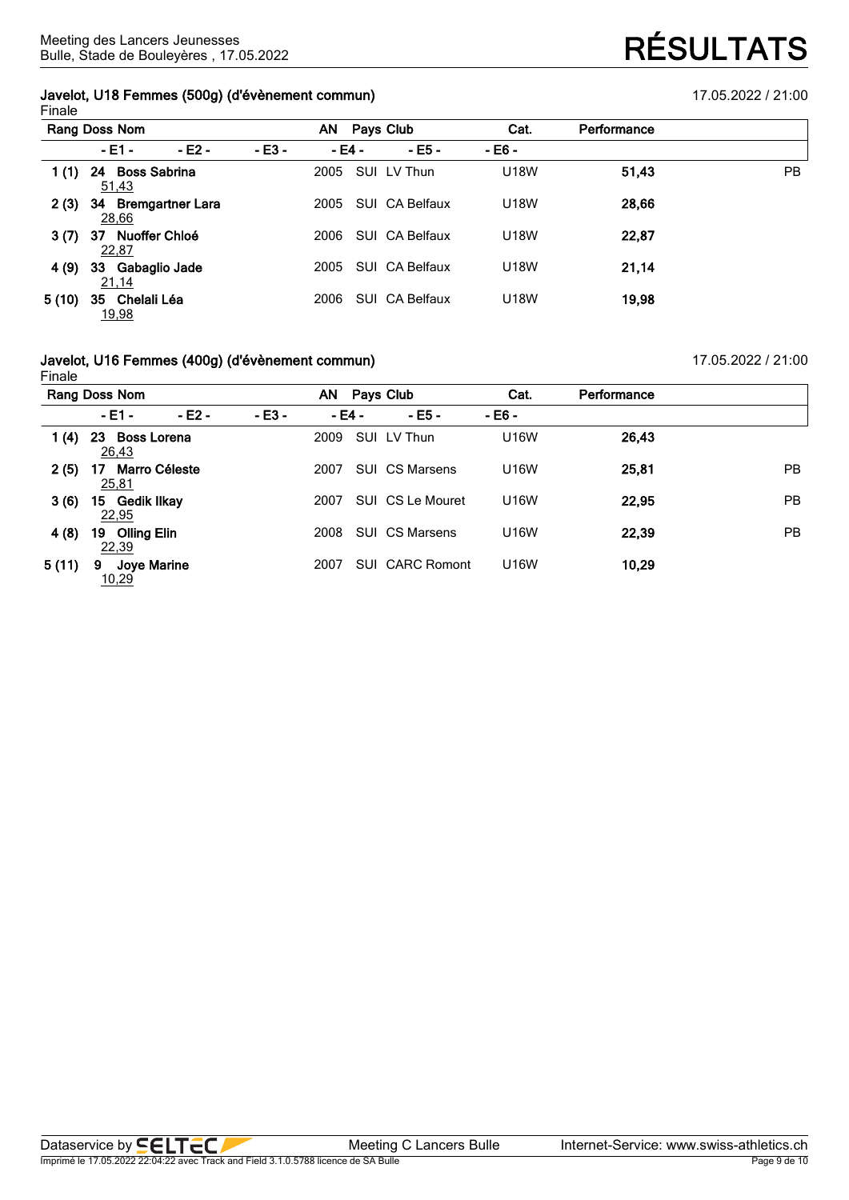## Javelot, U18 Femmes (500g) (d'évènement commun)

17.05.2022 / 21:00

Finale

| Rang | Doss | Nom | AN | Pays | Club | Cat. | Performance | |
|---|---|---|---|---|---|---|---|---|
| | - E1 - | - E2 - | - E3 - | - E4 - | - E5 - | - E6 - | | |
| 1 (1) | 24 | **Boss Sabrina** | 2005 | SUI | LV Thun | U18W | **51,43** | PB |
| | 51,43 | | | | | | | |
| 2 (3) | 34 | **Bremgartner Lara** | 2005 | SUI | CA Belfaux | U18W | **28,66** | |
| | 28,66 | | | | | | | |
| 3 (7) | 37 | **Nuoffer Chloé** | 2006 | SUI | CA Belfaux | U18W | **22,87** | |
| | 22,87 | | | | | | | |
| 4 (9) | 33 | **Gabaglio Jade** | 2005 | SUI | CA Belfaux | U18W | **21,14** | |
| | 21,14 | | | | | | | |
| 5 (10) | 35 | **Chelali Léa** | 2006 | SUI | CA Belfaux | U18W | **19,98** | |
| | 19,98 | | | | | | | |

## Javelot, U16 Femmes (400g) (d'évènement commun)

17.05.2022 / 21:00

Finale

| Rang | Doss | Nom | AN | Pays | Club | Cat. | Performance | |
|---|---|---|---|---|---|---|---|---|
| | - E1 - | - E2 - | - E3 - | - E4 - | - E5 - | - E6 - | | |
| 1 (4) | 23 | **Boss Lorena** | 2009 | SUI | LV Thun | U16W | **26,43** | |
| | 26,43 | | | | | | | |
| 2 (5) | 17 | **Marro Céleste** | 2007 | SUI | CS Marsens | U16W | **25,81** | PB |
| | 25,81 | | | | | | | |
| 3 (6) | 15 | **Gedik Ilkay** | 2007 | SUI | CS Le Mouret | U16W | **22,95** | PB |
| | 22,95 | | | | | | | |
| 4 (8) | 19 | **Olling Elin** | 2008 | SUI | CS Marsens | U16W | **22,39** | PB |
| | 22,39 | | | | | | | |
| 5 (11) | 9 | **Joye Marine** | 2007 | SUI | CARC Romont | U16W | **10,29** | |
| | 10,29 | | | | | | | |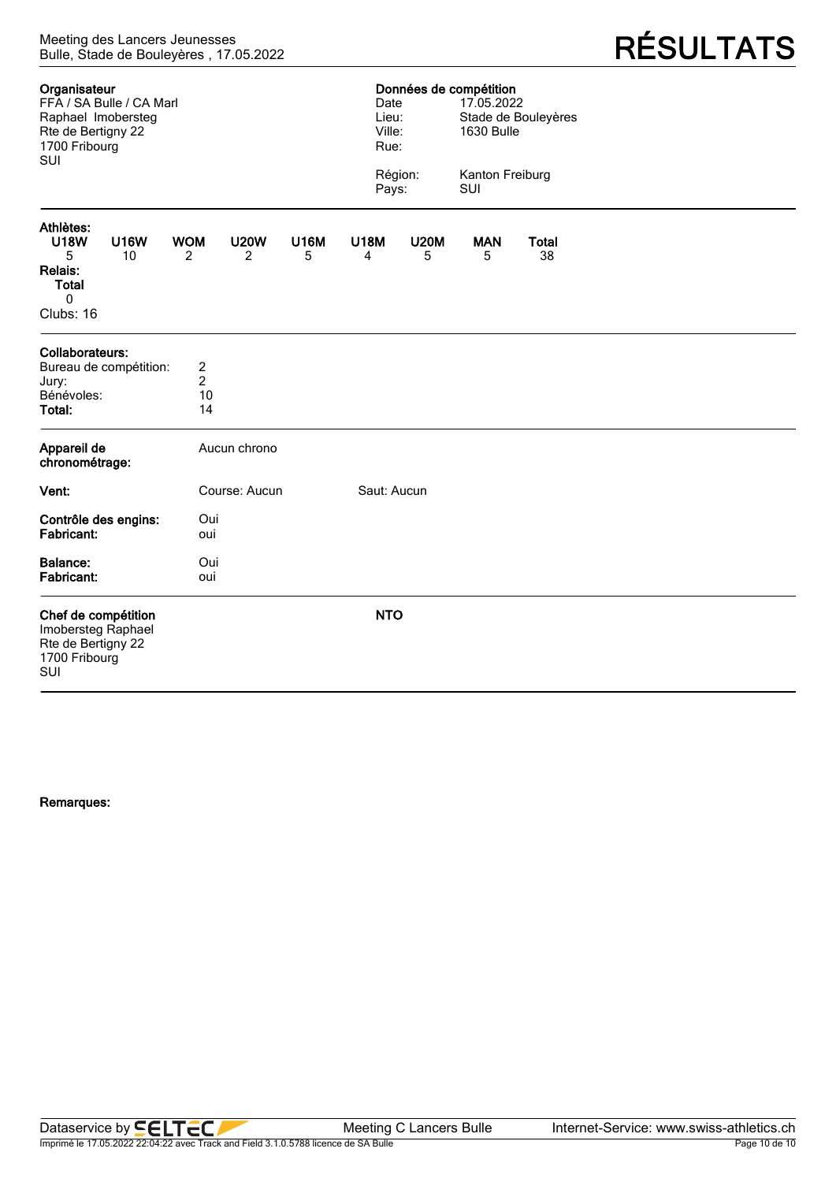# RÉSULTATS

Meeting des Lancers Jeunesses
Bulle, Stade de Bouleyères , 17.05.2022

**Organisateur**
FFA / SA Bulle / CA Marl
Raphael Imobersteg
Rte de Bertigny 22
1700 Fribourg
SUI

**Données de compétition**

| | |
|---|---|
| Date | 17.05.2022 |
| Lieu: | Stade de Bouleyères |
| Ville: | 1630 Bulle |
| Rue: | |
| Région: | Kanton Freiburg |
| Pays: | SUI |

**Athlètes:**

| U18W | U16W | WOM | U20W | U16M | U18M | U20M | MAN | Total |
|---|---|---|---|---|---|---|---|---|
| 5 | 10 | 2 | 2 | 5 | 4 | 5 | 5 | 38 |

**Relais:**

| Total |
|---|
| 0 |

Clubs: 16

**Collaborateurs:**

| | |
|---|---|
| Bureau de compétition: | 2 |
| Jury: | 2 |
| Bénévoles: | 10 |
| **Total:** | 14 |

**Appareil de chronométrage:** Aucun chrono

**Vent:** Course: Aucun Saut: Aucun

**Contrôle des engins:** Oui
**Fabricant:** oui

**Balance:** Oui
**Fabricant:** oui

**Chef de compétition**
Imobersteg Raphael
Rte de Bertigny 22
1700 Fribourg
SUI

**NTO**

**Remarques:**